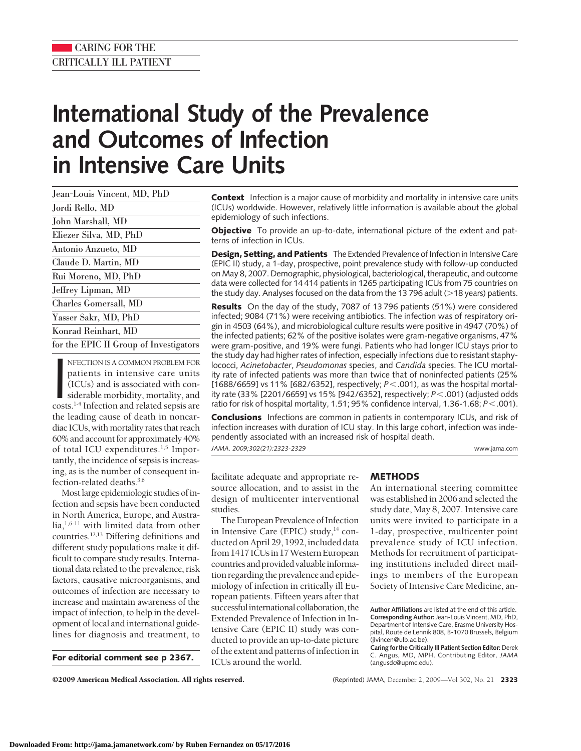CARING FOR THE CRITICALLY ILL PATIENT

# International Study of the Prevalence and Outcomes of Infection in Intensive Care Units

Jean-Louis Vincent, MD, PhD
Jordi Rello, MD
John Marshall, MD
Eliezer Silva, MD, PhD
Antonio Anzueto, MD
Claude D. Martin, MD
Rui Moreno, MD, PhD
Jeffrey Lipman, MD
Charles Gomersall, MD
Yasser Sakr, MD, PhD
Konrad Reinhart, MD
for the EPIC II Group of Investigators

**Context** Infection is a major cause of morbidity and mortality in intensive care units (ICUs) worldwide. However, relatively little information is available about the global epidemiology of such infections.

**Objective** To provide an up-to-date, international picture of the extent and patterns of infection in ICUs.

**Design, Setting, and Patients** The Extended Prevalence of Infection in Intensive Care (EPIC II) study, a 1-day, prospective, point prevalence study with follow-up conducted on May 8, 2007. Demographic, physiological, bacteriological, therapeutic, and outcome data were collected for 14 414 patients in 1265 participating ICUs from 75 countries on the study day. Analyses focused on the data from the 13 796 adult (>18 years) patients.

**Results** On the day of the study, 7087 of 13 796 patients (51%) were considered infected; 9084 (71%) were receiving antibiotics. The infection was of respiratory origin in 4503 (64%), and microbiological culture results were positive in 4947 (70%) of the infected patients; 62% of the positive isolates were gram-negative organisms, 47% were gram-positive, and 19% were fungi. Patients who had longer ICU stays prior to the study day had higher rates of infection, especially infections due to resistant staphylococci, *Acinetobacter*, *Pseudomonas* species, and *Candida* species. The ICU mortality rate of infected patients was more than twice that of noninfected patients (25% [1688/6659] vs 11% [682/6352], respectively; $P<.001$), as was the hospital mortality rate (33% [2201/6659] vs 15% [942/6352], respectively; $P<.001$) (adjusted odds ratio for risk of hospital mortality, 1.51; 95% confidence interval, 1.36-1.68; $P<.001$).

**Conclusions** Infections are common in patients in contemporary ICUs, and risk of infection increases with duration of ICU stay. In this large cohort, infection was independently associated with an increased risk of hospital death.

*JAMA. 2009;302(21):2323-2329* www.jama.com

INFECTION IS A COMMON PROBLEM FOR patients in intensive care units (ICUs) and is associated with considerable morbidity, mortality, and costs.[1-4] Infection and related sepsis are the leading cause of death in noncardiac ICUs, with mortality rates that reach 60% and account for approximately 40% of total ICU expenditures.[1,5] Importantly, the incidence of sepsis is increasing, as is the number of consequent infection-related deaths.[3,6]

Most large epidemiologic studies of infection and sepsis have been conducted in North America, Europe, and Australia,[1,6-11] with limited data from other countries.[12,13] Differing definitions and different study populations make it difficult to compare study results. International data related to the prevalence, risk factors, causative microorganisms, and outcomes of infection are necessary to increase and maintain awareness of the impact of infection, to help in the development of local and international guidelines for diagnosis and treatment, to facilitate adequate and appropriate resource allocation, and to assist in the design of multicenter interventional studies.

The European Prevalence of Infection in Intensive Care (EPIC) study,[14] conducted on April 29, 1992, included data from 1417 ICUs in 17 Western European countries and provided valuable information regarding the prevalence and epidemiology of infection in critically ill European patients. Fifteen years after that successful international collaboration, the Extended Prevalence of Infection in Intensive Care (EPIC II) study was conducted to provide an up-to-date picture of the extent and patterns of infection in ICUs around the world.

**For editorial comment see p 2367.**

## METHODS

An international steering committee was established in 2006 and selected the study date, May 8, 2007. Intensive care units were invited to participate in a 1-day, prospective, multicenter point prevalence study of ICU infection. Methods for recruitment of participating institutions included direct mailings to members of the European Society of Intensive Care Medicine, an-

**Author Affiliations** are listed at the end of this article.
**Corresponding Author:** Jean-Louis Vincent, MD, PhD, Department of Intensive Care, Erasme University Hospital, Route de Lennik 808, B-1070 Brussels, Belgium (jlvincen@ulb.ac.be).
**Caring for the Critically Ill Patient Section Editor:** Derek C. Angus, MD, MPH, Contributing Editor, *JAMA* (angusdc@upmc.edu).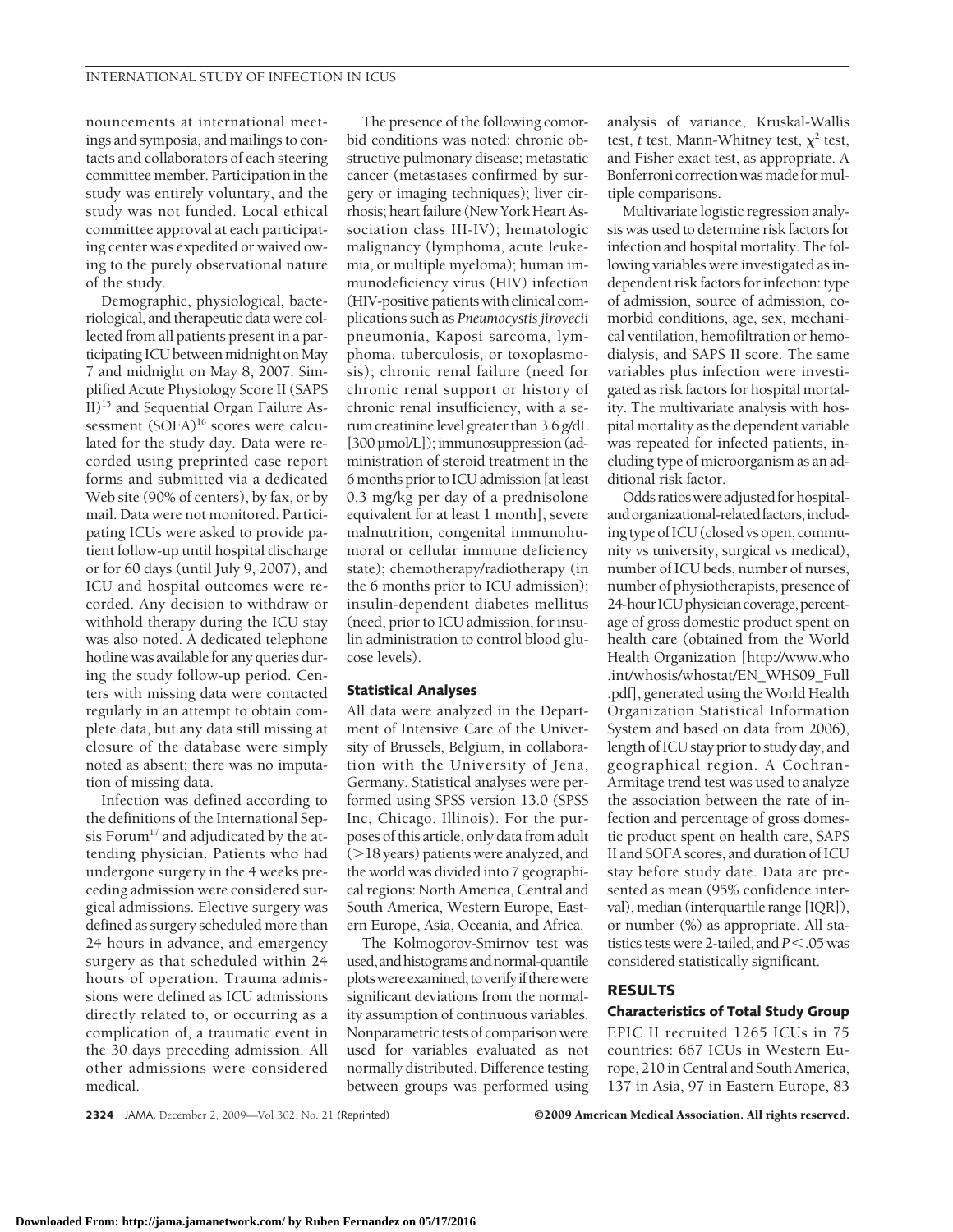nouncements at international meetings and symposia, and mailings to contacts and collaborators of each steering committee member. Participation in the study was entirely voluntary, and the study was not funded. Local ethical committee approval at each participating center was expedited or waived owing to the purely observational nature of the study.

Demographic, physiological, bacteriological, and therapeutic data were collected from all patients present in a participating ICU between midnight on May 7 and midnight on May 8, 2007. Simplified Acute Physiology Score II (SAPS II)[15] and Sequential Organ Failure Assessment (SOFA)[16] scores were calculated for the study day. Data were recorded using preprinted case report forms and submitted via a dedicated Web site (90% of centers), by fax, or by mail. Data were not monitored. Participating ICUs were asked to provide patient follow-up until hospital discharge or for 60 days (until July 9, 2007), and ICU and hospital outcomes were recorded. Any decision to withdraw or withhold therapy during the ICU stay was also noted. A dedicated telephone hotline was available for any queries during the study follow-up period. Centers with missing data were contacted regularly in an attempt to obtain complete data, but any data still missing at closure of the database were simply noted as absent; there was no imputation of missing data.

Infection was defined according to the definitions of the International Sepsis Forum[17] and adjudicated by the attending physician. Patients who had undergone surgery in the 4 weeks preceding admission were considered surgical admissions. Elective surgery was defined as surgery scheduled more than 24 hours in advance, and emergency surgery as that scheduled within 24 hours of operation. Trauma admissions were defined as ICU admissions directly related to, or occurring as a complication of, a traumatic event in the 30 days preceding admission. All other admissions were considered medical.

The presence of the following comorbid conditions was noted: chronic obstructive pulmonary disease; metastatic cancer (metastases confirmed by surgery or imaging techniques); liver cirrhosis; heart failure (New York Heart Association class III-IV); hematologic malignancy (lymphoma, acute leukemia, or multiple myeloma); human immunodeficiency virus (HIV) infection (HIV-positive patients with clinical complications such as *Pneumocystis jirovecii* pneumonia, Kaposi sarcoma, lymphoma, tuberculosis, or toxoplasmosis); chronic renal failure (need for chronic renal support or history of chronic renal insufficiency, with a serum creatinine level greater than 3.6 g/dL [300 μmol/L]); immunosuppression (administration of steroid treatment in the 6 months prior to ICU admission [at least 0.3 mg/kg per day of a prednisolone equivalent for at least 1 month], severe malnutrition, congenital immunohumoral or cellular immune deficiency state); chemotherapy/radiotherapy (in the 6 months prior to ICU admission); insulin-dependent diabetes mellitus (need, prior to ICU admission, for insulin administration to control blood glucose levels).

### Statistical Analyses

All data were analyzed in the Department of Intensive Care of the University of Brussels, Belgium, in collaboration with the University of Jena, Germany. Statistical analyses were performed using SPSS version 13.0 (SPSS Inc, Chicago, Illinois). For the purposes of this article, only data from adult (>18 years) patients were analyzed, and the world was divided into 7 geographical regions: North America, Central and South America, Western Europe, Eastern Europe, Asia, Oceania, and Africa.

The Kolmogorov-Smirnov test was used, and histograms and normal-quantile plots were examined, to verify if there were significant deviations from the normality assumption of continuous variables. Nonparametric tests of comparison were used for variables evaluated as not normally distributed. Difference testing between groups was performed using analysis of variance, Kruskal-Wallis test, *t* test, Mann-Whitney test, $\chi^2$ test, and Fisher exact test, as appropriate. A Bonferroni correction was made for multiple comparisons.

Multivariate logistic regression analysis was used to determine risk factors for infection and hospital mortality. The following variables were investigated as independent risk factors for infection: type of admission, source of admission, comorbid conditions, age, sex, mechanical ventilation, hemofiltration or hemodialysis, and SAPS II score. The same variables plus infection were investigated as risk factors for hospital mortality. The multivariate analysis with hospital mortality as the dependent variable was repeated for infected patients, including type of microorganism as an additional risk factor.

Odds ratios were adjusted for hospital- and organizational-related factors, including type of ICU (closed vs open, community vs university, surgical vs medical), number of ICU beds, number of nurses, number of physiotherapists, presence of 24-hour ICU physician coverage, percentage of gross domestic product spent on health care (obtained from the World Health Organization [http://www.who.int/whosis/whostat/EN_WHS09_Full.pdf], generated using the World Health Organization Statistical Information System and based on data from 2006), length of ICU stay prior to study day, and geographical region. A Cochran-Armitage trend test was used to analyze the association between the rate of infection and percentage of gross domestic product spent on health care, SAPS II and SOFA scores, and duration of ICU stay before study date. Data are presented as mean (95% confidence interval), median (interquartile range [IQR]), or number (%) as appropriate. All statistics tests were 2-tailed, and $P < .05$ was considered statistically significant.

## RESULTS

### Characteristics of Total Study Group

EPIC II recruited 1265 ICUs in 75 countries: 667 ICUs in Western Europe, 210 in Central and South America, 137 in Asia, 97 in Eastern Europe, 83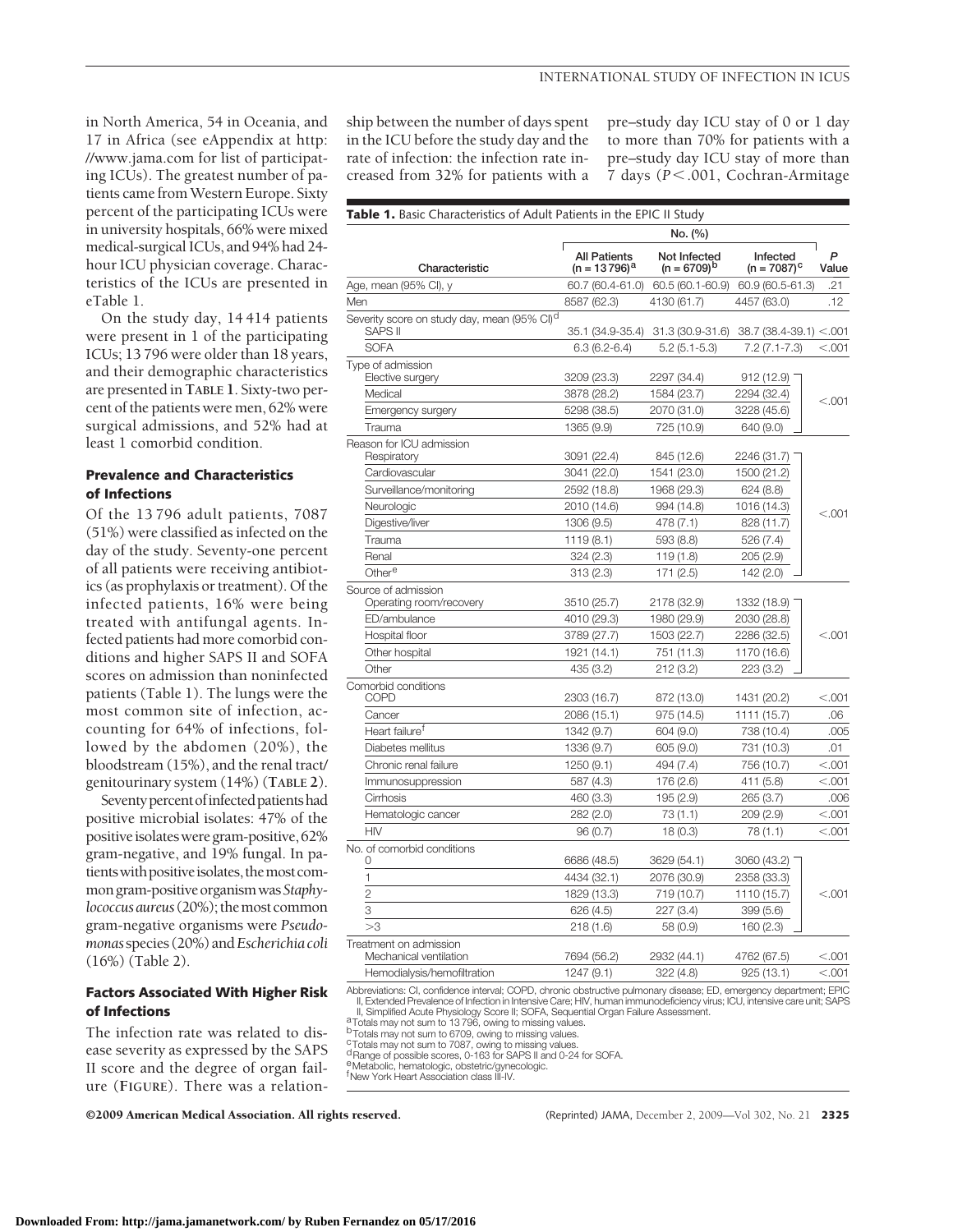in North America, 54 in Oceania, and 17 in Africa (see eAppendix at http://www.jama.com for list of participating ICUs). The greatest number of patients came from Western Europe. Sixty percent of the participating ICUs were in university hospitals, 66% were mixed medical-surgical ICUs, and 94% had 24-hour ICU physician coverage. Characteristics of the ICUs are presented in eTable 1.

On the study day, 14 414 patients were present in 1 of the participating ICUs; 13 796 were older than 18 years, and their demographic characteristics are presented in **TABLE 1**. Sixty-two percent of the patients were men, 62% were surgical admissions, and 52% had at least 1 comorbid condition.

### Prevalence and Characteristics of Infections

Of the 13 796 adult patients, 7087 (51%) were classified as infected on the day of the study. Seventy-one percent of all patients were receiving antibiotics (as prophylaxis or treatment). Of the infected patients, 16% were being treated with antifungal agents. Infected patients had more comorbid conditions and higher SAPS II and SOFA scores on admission than noninfected patients (Table 1). The lungs were the most common site of infection, accounting for 64% of infections, followed by the abdomen (20%), the bloodstream (15%), and the renal tract/genitourinary system (14%) (**TABLE 2**).

Seventy percent of infected patients had positive microbial isolates: 47% of the positive isolates were gram-positive, 62% gram-negative, and 19% fungal. In patients with positive isolates, the most common gram-positive organism was *Staphylococcus aureus* (20%); the most common gram-negative organisms were *Pseudomonas* species (20%) and *Escherichia coli* (16%) (Table 2).

### Factors Associated With Higher Risk of Infections

The infection rate was related to disease severity as expressed by the SAPS II score and the degree of organ failure (**FIGURE**). There was a relationship between the number of days spent in the ICU before the study day and the rate of infection: the infection rate increased from 32% for patients with a pre–study day ICU stay of 0 or 1 day to more than 70% for patients with a pre–study day ICU stay of more than 7 days ($P < .001$, Cochran-Armitage

**Table 1.** Basic Characteristics of Adult Patients in the EPIC II Study

| Characteristic | All Patients (n = 13 796)[a] No. (%) | Not Infected (n = 6709)[b] No. (%) | Infected (n = 7087)[c] No. (%) | P Value |
|---|---|---|---|---|
| Age, mean (95% CI), y | 60.7 (60.4-61.0) | 60.5 (60.1-60.9) | 60.9 (60.5-61.3) | .21 |
| Men | 8587 (62.3) | 4130 (61.7) | 4457 (63.0) | .12 |
| Severity score on study day, mean (95% CI)[d] | | | | |
| SAPS II | 35.1 (34.9-35.4) | 31.3 (30.9-31.6) | 38.7 (38.4-39.1) | <.001 |
| SOFA | 6.3 (6.2-6.4) | 5.2 (5.1-5.3) | 7.2 (7.1-7.3) | <.001 |
| Type of admission | | | | |
| Elective surgery | 3209 (23.3) | 2297 (34.4) | 912 (12.9) | <.001 |
| Medical | 3878 (28.2) | 1584 (23.7) | 2294 (32.4) | |
| Emergency surgery | 5298 (38.5) | 2070 (31.0) | 3228 (45.6) | |
| Trauma | 1365 (9.9) | 725 (10.9) | 640 (9.0) | |
| Reason for ICU admission | | | | |
| Respiratory | 3091 (22.4) | 845 (12.6) | 2246 (31.7) | <.001 |
| Cardiovascular | 3041 (22.0) | 1541 (23.0) | 1500 (21.2) | |
| Surveillance/monitoring | 2592 (18.8) | 1968 (29.3) | 624 (8.8) | |
| Neurologic | 2010 (14.6) | 994 (14.8) | 1016 (14.3) | |
| Digestive/liver | 1306 (9.5) | 478 (7.1) | 828 (11.7) | |
| Trauma | 1119 (8.1) | 593 (8.8) | 526 (7.4) | |
| Renal | 324 (2.3) | 119 (1.8) | 205 (2.9) | |
| Other[e] | 313 (2.3) | 171 (2.5) | 142 (2.0) | |
| Source of admission | | | | |
| Operating room/recovery | 3510 (25.7) | 2178 (32.9) | 1332 (18.9) | <.001 |
| ED/ambulance | 4010 (29.3) | 1980 (29.9) | 2030 (28.8) | |
| Hospital floor | 3789 (27.7) | 1503 (22.7) | 2286 (32.5) | |
| Other hospital | 1921 (14.1) | 751 (11.3) | 1170 (16.6) | |
| Other | 435 (3.2) | 212 (3.2) | 223 (3.2) | |
| Comorbid conditions | | | | |
| COPD | 2303 (16.7) | 872 (13.0) | 1431 (20.2) | <.001 |
| Cancer | 2086 (15.1) | 975 (14.5) | 1111 (15.7) | .06 |
| Heart failure[f] | 1342 (9.7) | 604 (9.0) | 738 (10.4) | .005 |
| Diabetes mellitus | 1336 (9.7) | 605 (9.0) | 731 (10.3) | .01 |
| Chronic renal failure | 1250 (9.1) | 494 (7.4) | 756 (10.7) | <.001 |
| Immunosuppression | 587 (4.3) | 176 (2.6) | 411 (5.8) | <.001 |
| Cirrhosis | 460 (3.3) | 195 (2.9) | 265 (3.7) | .006 |
| Hematologic cancer | 282 (2.0) | 73 (1.1) | 209 (2.9) | <.001 |
| HIV | 96 (0.7) | 18 (0.3) | 78 (1.1) | <.001 |
| No. of comorbid conditions | | | | |
| 0 | 6686 (48.5) | 3629 (54.1) | 3060 (43.2) | <.001 |
| 1 | 4434 (32.1) | 2076 (30.9) | 2358 (33.3) | |
| 2 | 1829 (13.3) | 719 (10.7) | 1110 (15.7) | |
| 3 | 626 (4.5) | 227 (3.4) | 399 (5.6) | |
| >3 | 218 (1.6) | 58 (0.9) | 160 (2.3) | |
| Treatment on admission | | | | |
| Mechanical ventilation | 7694 (56.2) | 2932 (44.1) | 4762 (67.5) | <.001 |
| Hemodialysis/hemofiltration | 1247 (9.1) | 322 (4.8) | 925 (13.1) | <.001 |

Abbreviations: CI, confidence interval; COPD, chronic obstructive pulmonary disease; ED, emergency department; EPIC II, Extended Prevalence of Infection in Intensive Care; HIV, human immunodeficiency virus; ICU, intensive care unit; SAPS II, Simplified Acute Physiology Score II; SOFA, Sequential Organ Failure Assessment.
[a]Totals may not sum to 13 796, owing to missing values.
[b]Totals may not sum to 6709, owing to missing values.
[c]Totals may not sum to 7087, owing to missing values.
[d]Range of possible scores, 0-163 for SAPS II and 0-24 for SOFA.
[e]Metabolic, hematologic, obstetric/gynecologic.
[f]New York Heart Association class III-IV.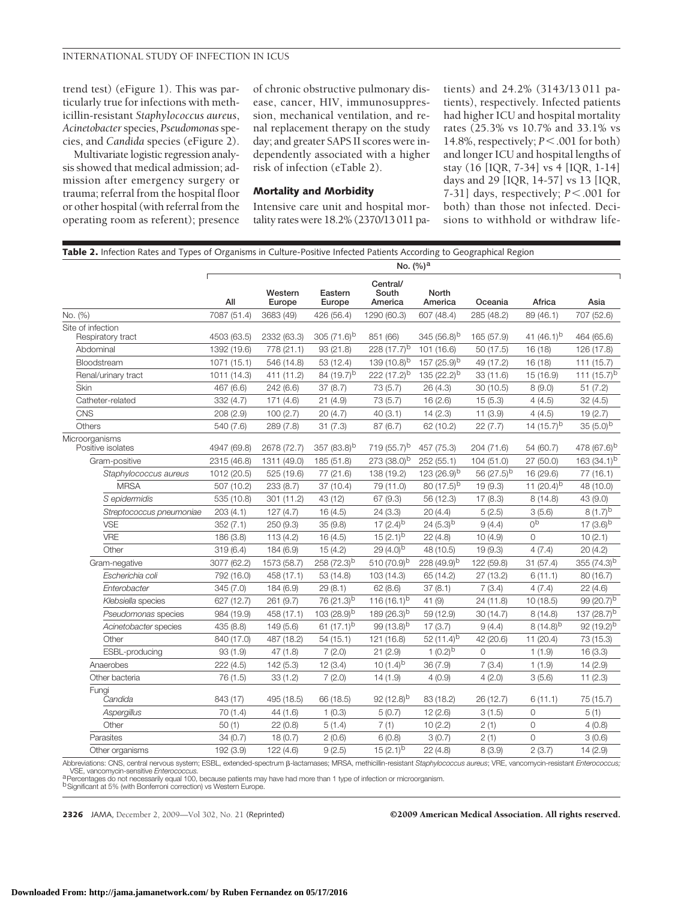trend test) (eFigure 1). This was particularly true for infections with methicillin-resistant *Staphylococcus aureus*, *Acinetobacter* species, *Pseudomonas* species, and *Candida* species (eFigure 2).

Multivariate logistic regression analysis showed that medical admission; admission after emergency surgery or trauma; referral from the hospital floor or other hospital (with referral from the operating room as referent); presence of chronic obstructive pulmonary disease, cancer, HIV, immunosuppression, mechanical ventilation, and renal replacement therapy on the study day; and greater SAPS II scores were independently associated with a higher risk of infection (eTable 2).

### Mortality and Morbidity

Intensive care unit and hospital mortality rates were 18.2% (2370/13 011 patients) and 24.2% (3143/13 011 patients), respectively. Infected patients had higher ICU and hospital mortality rates (25.3% vs 10.7% and 33.1% vs 14.8%, respectively; $P<.001$ for both) and longer ICU and hospital lengths of stay (16 [IQR, 7-34] vs 4 [IQR, 1-14] days and 29 [IQR, 14-57] vs 13 [IQR, 7-31] days, respectively; $P<.001$ for both) than those not infected. Decisions to withhold or withdraw life-

**Table 2.** Infection Rates and Types of Organisms in Culture-Positive Infected Patients According to Geographical Region

| | No. (%)[a] | | | | | | | |
|---|---|---|---|---|---|---|---|---|
| | All | Western Europe | Eastern Europe | Central/ South America | North America | Oceania | Africa | Asia |
| No. (%) | 7087 (51.4) | 3683 (49) | 426 (56.4) | 1290 (60.3) | 607 (48.4) | 285 (48.2) | 89 (46.1) | 707 (52.6) |
| Site of infection | | | | | | | | |
| Respiratory tract | 4503 (63.5) | 2332 (63.3) | 305 (71.6)[b] | 851 (66) | 345 (56.8)[b] | 165 (57.9) | 41 (46.1)[b] | 464 (65.6) |
| Abdominal | 1392 (19.6) | 778 (21.1) | 93 (21.8) | 228 (17.7)[b] | 101 (16.6) | 50 (17.5) | 16 (18) | 126 (17.8) |
| Bloodstream | 1071 (15.1) | 546 (14.8) | 53 (12.4) | 139 (10.8)[b] | 157 (25.9)[b] | 49 (17.2) | 16 (18) | 111 (15.7) |
| Renal/urinary tract | 1011 (14.3) | 411 (11.2) | 84 (19.7)[b] | 222 (17.2)[b] | 135 (22.2)[b] | 33 (11.6) | 15 (16.9) | 111 (15.7)[b] |
| Skin | 467 (6.6) | 242 (6.6) | 37 (8.7) | 73 (5.7) | 26 (4.3) | 30 (10.5) | 8 (9.0) | 51 (7.2) |
| Catheter-related | 332 (4.7) | 171 (4.6) | 21 (4.9) | 73 (5.7) | 16 (2.6) | 15 (5.3) | 4 (4.5) | 32 (4.5) |
| CNS | 208 (2.9) | 100 (2.7) | 20 (4.7) | 40 (3.1) | 14 (2.3) | 11 (3.9) | 4 (4.5) | 19 (2.7) |
| Others | 540 (7.6) | 289 (7.8) | 31 (7.3) | 87 (6.7) | 62 (10.2) | 22 (7.7) | 14 (15.7)[b] | 35 (5.0)[b] |
| Microorganisms | | | | | | | | |
| Positive isolates | 4947 (69.8) | 2678 (72.7) | 357 (83.8)[b] | 719 (55.7)[b] | 457 (75.3) | 204 (71.6) | 54 (60.7) | 478 (67.6)[b] |
| Gram-positive | 2315 (46.8) | 1311 (49.0) | 185 (51.8) | 273 (38.0)[b] | 252 (55.1) | 104 (51.0) | 27 (50.0) | 163 (34.1)[b] |
| *Staphylococcus aureus* | 1012 (20.5) | 525 (19.6) | 77 (21.6) | 138 (19.2) | 123 (26.9)[b] | 56 (27.5)[b] | 16 (29.6) | 77 (16.1) |
| MRSA | 507 (10.2) | 233 (8.7) | 37 (10.4) | 79 (11.0) | 80 (17.5)[b] | 19 (9.3) | 11 (20.4)[b] | 48 (10.0) |
| *S epidermidis* | 535 (10.8) | 301 (11.2) | 43 (12) | 67 (9.3) | 56 (12.3) | 17 (8.3) | 8 (14.8) | 43 (9.0) |
| *Streptococcus pneumoniae* | 203 (4.1) | 127 (4.7) | 16 (4.5) | 24 (3.3) | 20 (4.4) | 5 (2.5) | 3 (5.6) | 8 (1.7)[b] |
| VSE | 352 (7.1) | 250 (9.3) | 35 (9.8) | 17 (2.4)[b] | 24 (5.3)[b] | 9 (4.4) | 0[b] | 17 (3.6)[b] |
| VRE | 186 (3.8) | 113 (4.2) | 16 (4.5) | 15 (2.1)[b] | 22 (4.8) | 10 (4.9) | 0 | 10 (2.1) |
| Other | 319 (6.4) | 184 (6.9) | 15 (4.2) | 29 (4.0)[b] | 48 (10.5) | 19 (9.3) | 4 (7.4) | 20 (4.2) |
| Gram-negative | 3077 (62.2) | 1573 (58.7) | 258 (72.3)[b] | 510 (70.9)[b] | 228 (49.9)[b] | 122 (59.8) | 31 (57.4) | 355 (74.3)[b] |
| *Escherichia coli* | 792 (16.0) | 458 (17.1) | 53 (14.8) | 103 (14.3) | 65 (14.2) | 27 (13.2) | 6 (11.1) | 80 (16.7) |
| *Enterobacter* | 345 (7.0) | 184 (6.9) | 29 (8.1) | 62 (8.6) | 37 (8.1) | 7 (3.4) | 4 (7.4) | 22 (4.6) |
| *Klebsiella* species | 627 (12.7) | 261 (9.7) | 76 (21.3)[b] | 116 (16.1)[b] | 41 (9) | 24 (11.8) | 10 (18.5) | 99 (20.7)[b] |
| *Pseudomonas* species | 984 (19.9) | 458 (17.1) | 103 (28.9)[b] | 189 (26.3)[b] | 59 (12.9) | 30 (14.7) | 8 (14.8) | 137 (28.7)[b] |
| *Acinetobacter* species | 435 (8.8) | 149 (5.6) | 61 (17.1)[b] | 99 (13.8)[b] | 17 (3.7) | 9 (4.4) | 8 (14.8)[b] | 92 (19.2)[b] |
| Other | 840 (17.0) | 487 (18.2) | 54 (15.1) | 121 (16.8) | 52 (11.4)[b] | 42 (20.6) | 11 (20.4) | 73 (15.3) |
| ESBL-producing | 93 (1.9) | 47 (1.8) | 7 (2.0) | 21 (2.9) | 1 (0.2)[b] | 0 | 1 (1.9) | 16 (3.3) |
| Anaerobes | 222 (4.5) | 142 (5.3) | 12 (3.4) | 10 (1.4)[b] | 36 (7.9) | 7 (3.4) | 1 (1.9) | 14 (2.9) |
| Other bacteria | 76 (1.5) | 33 (1.2) | 7 (2.0) | 14 (1.9) | 4 (0.9) | 4 (2.0) | 3 (5.6) | 11 (2.3) |
| Fungi | | | | | | | | |
| *Candida* | 843 (17) | 495 (18.5) | 66 (18.5) | 92 (12.8)[b] | 83 (18.2) | 26 (12.7) | 6 (11.1) | 75 (15.7) |
| *Aspergillus* | 70 (1.4) | 44 (1.6) | 1 (0.3) | 5 (0.7) | 12 (2.6) | 3 (1.5) | 0 | 5 (1) |
| Other | 50 (1) | 22 (0.8) | 5 (1.4) | 7 (1) | 10 (2.2) | 2 (1) | 0 | 4 (0.8) |
| Parasites | 34 (0.7) | 18 (0.7) | 2 (0.6) | 6 (0.8) | 3 (0.7) | 2 (1) | 0 | 3 (0.6) |
| Other organisms | 192 (3.9) | 122 (4.6) | 9 (2.5) | 15 (2.1)[b] | 22 (4.8) | 8 (3.9) | 2 (3.7) | 14 (2.9) |

Abbreviations: CNS, central nervous system; ESBL, extended-spectrum β-lactamases; MRSA, methicillin-resistant *Staphylococcus aureus*; VRE, vancomycin-resistant *Enterococcus*; VSE, vancomycin-sensitive *Enterococcus*.

[a] Percentages do not necessarily equal 100, because patients may have had more than 1 type of infection or microorganism.

[b] Significant at 5% (with Bonferroni correction) vs Western Europe.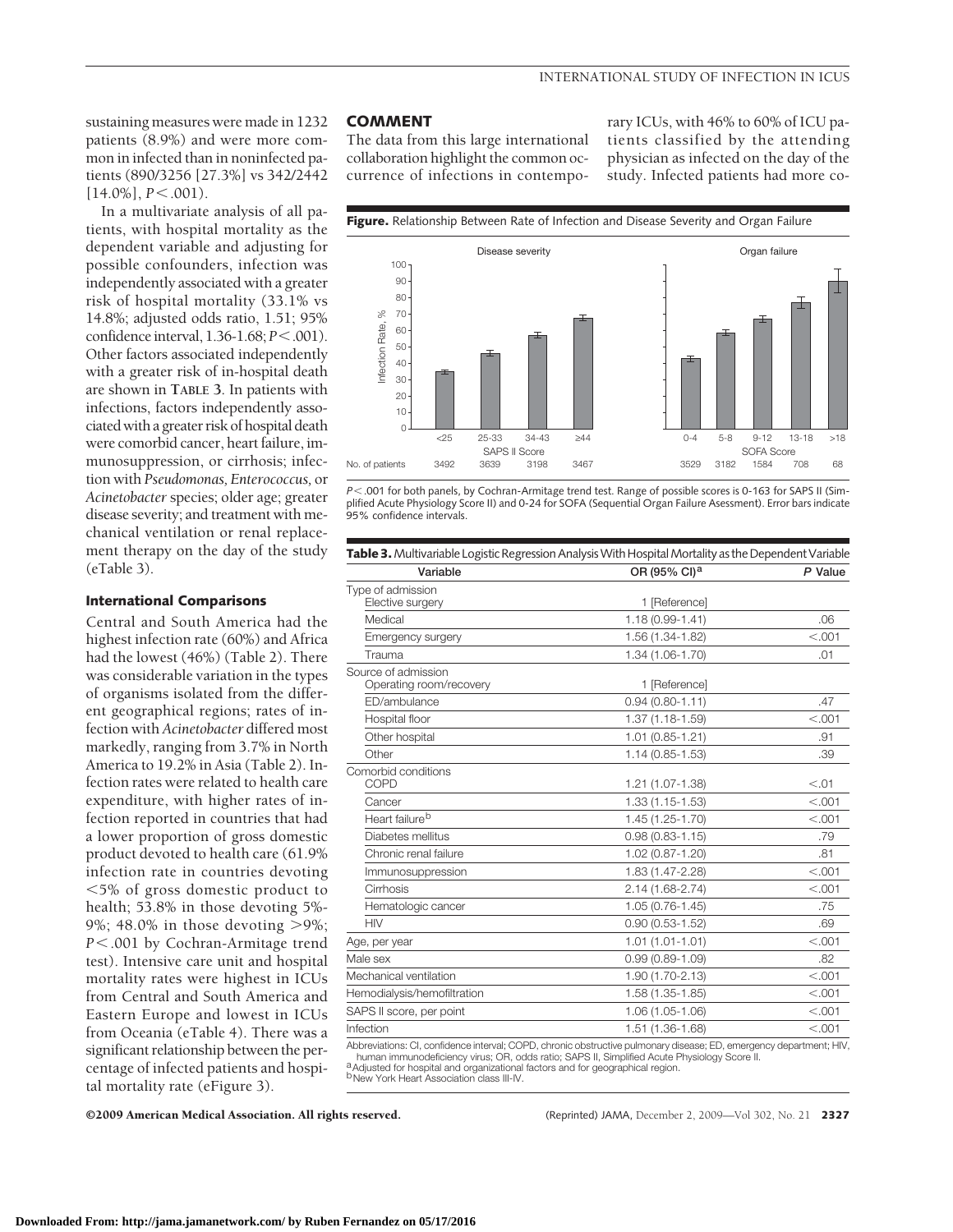sustaining measures were made in 1232 patients (8.9%) and were more common in infected than in noninfected patients (890/3256 [27.3%] vs 342/2442 [14.0%], $P < .001$).

In a multivariate analysis of all patients, with hospital mortality as the dependent variable and adjusting for possible confounders, infection was independently associated with a greater risk of hospital mortality (33.1% vs 14.8%; adjusted odds ratio, 1.51; 95% confidence interval, 1.36-1.68; $P < .001$). Other factors associated independently with a greater risk of in-hospital death are shown in **TABLE 3**. In patients with infections, factors independently associated with a greater risk of hospital death were comorbid cancer, heart failure, immunosuppression, or cirrhosis; infection with *Pseudomonas*, *Enterococcus*, or *Acinetobacter* species; older age; greater disease severity; and treatment with mechanical ventilation or renal replacement therapy on the day of the study (eTable 3).

### International Comparisons

Central and South America had the highest infection rate (60%) and Africa had the lowest (46%) (Table 2). There was considerable variation in the types of organisms isolated from the different geographical regions; rates of infection with *Acinetobacter* differed most markedly, ranging from 3.7% in North America to 19.2% in Asia (Table 2). Infection rates were related to health care expenditure, with higher rates of infection reported in countries that had a lower proportion of gross domestic product devoted to health care (61.9% infection rate in countries devoting <5% of gross domestic product to health; 53.8% in those devoting 5%-9%; 48.0% in those devoting >9%; $P < .001$ by Cochran-Armitage trend test). Intensive care unit and hospital mortality rates were highest in ICUs from Central and South America and Eastern Europe and lowest in ICUs from Oceania (eTable 4). There was a significant relationship between the percentage of infected patients and hospital mortality rate (eFigure 3).

## COMMENT

The data from this large international collaboration highlight the common occurrence of infections in contemporary ICUs, with 46% to 60% of ICU patients classified by the attending physician as infected on the day of the study. Infected patients had more co-

**Figure.** Relationship Between Rate of Infection and Disease Severity and Organ Failure

| Disease severity: SAPS II Score | <25 | 25-33 | 34-43 | ≥44 |
|---|---|---|---|---|
| No. of patients | 3492 | 3639 | 3198 | 3467 |

| Organ failure: SOFA Score | 0-4 | 5-8 | 9-12 | 13-18 | >18 |
|---|---|---|---|---|---|
| No. of patients | 3529 | 3182 | 1584 | 708 | 68 |

$P < .001$ for both panels, by Cochran-Armitage trend test. Range of possible scores is 0-163 for SAPS II (Simplified Acute Physiology Score II) and 0-24 for SOFA (Sequential Organ Failure Asessment). Error bars indicate 95% confidence intervals.

**Table 3.** Multivariable Logistic Regression Analysis With Hospital Mortality as the Dependent Variable

| Variable | OR (95% CI)[a] | P Value |
|---|---|---|
| Type of admission | | |
| Elective surgery | 1 [Reference] | |
| Medical | 1.18 (0.99-1.41) | .06 |
| Emergency surgery | 1.56 (1.34-1.82) | <.001 |
| Trauma | 1.34 (1.06-1.70) | .01 |
| Source of admission | | |
| Operating room/recovery | 1 [Reference] | |
| ED/ambulance | 0.94 (0.80-1.11) | .47 |
| Hospital floor | 1.37 (1.18-1.59) | <.001 |
| Other hospital | 1.01 (0.85-1.21) | .91 |
| Other | 1.14 (0.85-1.53) | .39 |
| Comorbid conditions | | |
| COPD | 1.21 (1.07-1.38) | <.01 |
| Cancer | 1.33 (1.15-1.53) | <.001 |
| Heart failure[b] | 1.45 (1.25-1.70) | <.001 |
| Diabetes mellitus | 0.98 (0.83-1.15) | .79 |
| Chronic renal failure | 1.02 (0.87-1.20) | .81 |
| Immunosuppression | 1.83 (1.47-2.28) | <.001 |
| Cirrhosis | 2.14 (1.68-2.74) | <.001 |
| Hematologic cancer | 1.05 (0.76-1.45) | .75 |
| HIV | 0.90 (0.53-1.52) | .69 |
| Age, per year | 1.01 (1.01-1.01) | <.001 |
| Male sex | 0.99 (0.89-1.09) | .82 |
| Mechanical ventilation | 1.90 (1.70-2.13) | <.001 |
| Hemodialysis/hemofiltration | 1.58 (1.35-1.85) | <.001 |
| SAPS II score, per point | 1.06 (1.05-1.06) | <.001 |
| Infection | 1.51 (1.36-1.68) | <.001 |

Abbreviations: CI, confidence interval; COPD, chronic obstructive pulmonary disease; ED, emergency department; HIV, human immunodeficiency virus; OR, odds ratio; SAPS II, Simplified Acute Physiology Score II.
[a] Adjusted for hospital and organizational factors and for geographical region.
[b] New York Heart Association class III-IV.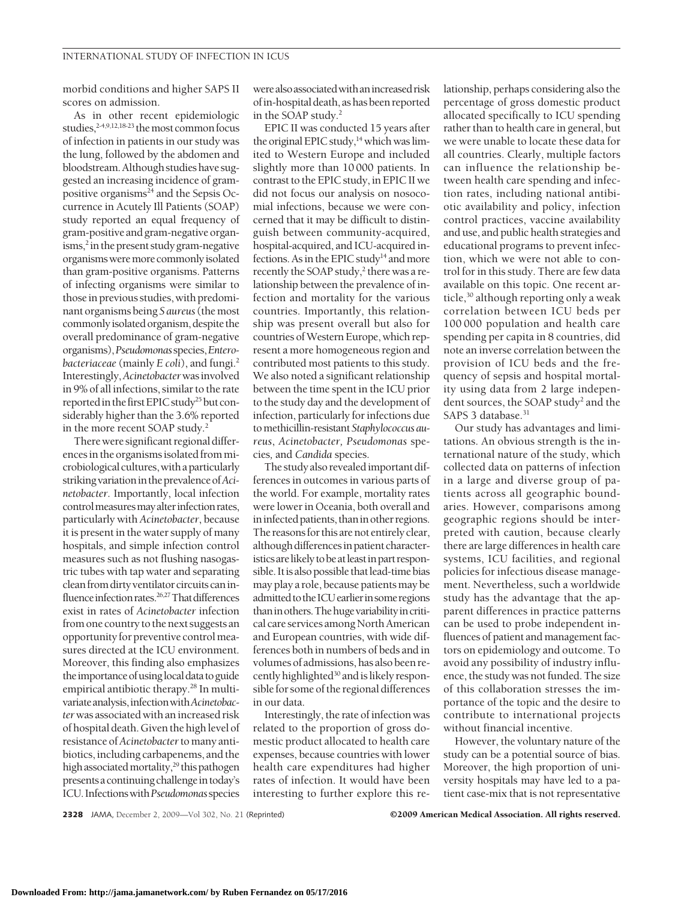morbid conditions and higher SAPS II scores on admission.

As in other recent epidemiologic studies,[2-4,9,12,18-23] the most common focus of infection in patients in our study was the lung, followed by the abdomen and bloodstream. Although studies have suggested an increasing incidence of gram-positive organisms[24] and the Sepsis Occurrence in Acutely Ill Patients (SOAP) study reported an equal frequency of gram-positive and gram-negative organisms,[2] in the present study gram-negative organisms were more commonly isolated than gram-positive organisms. Patterns of infecting organisms were similar to those in previous studies, with predominant organisms being *S aureus* (the most commonly isolated organism, despite the overall predominance of gram-negative organisms), *Pseudomonas* species, *Enterobacteriaceae* (mainly *E coli*), and fungi.[2] Interestingly, *Acinetobacter* was involved in 9% of all infections, similar to the rate reported in the first EPIC study[25] but considerably higher than the 3.6% reported in the more recent SOAP study.[2]

There were significant regional differences in the organisms isolated from microbiological cultures, with a particularly striking variation in the prevalence of *Acinetobacter*. Importantly, local infection control measures may alter infection rates, particularly with *Acinetobacter*, because it is present in the water supply of many hospitals, and simple infection control measures such as not flushing nasogastric tubes with tap water and separating clean from dirty ventilator circuits can influence infection rates.[26,27] That differences exist in rates of *Acinetobacter* infection from one country to the next suggests an opportunity for preventive control measures directed at the ICU environment. Moreover, this finding also emphasizes the importance of using local data to guide empirical antibiotic therapy.[28] In multivariate analysis, infection with *Acinetobacter* was associated with an increased risk of hospital death. Given the high level of resistance of *Acinetobacter* to many antibiotics, including carbapenems, and the high associated mortality,[29] this pathogen presents a continuing challenge in today's ICU. Infections with *Pseudomonas* species were also associated with an increased risk of in-hospital death, as has been reported in the SOAP study.[2]

EPIC II was conducted 15 years after the original EPIC study,[14] which was limited to Western Europe and included slightly more than 10 000 patients. In contrast to the EPIC study, in EPIC II we did not focus our analysis on nosocomial infections, because we were concerned that it may be difficult to distinguish between community-acquired, hospital-acquired, and ICU-acquired infections. As in the EPIC study[14] and more recently the SOAP study,[2] there was a relationship between the prevalence of infection and mortality for the various countries. Importantly, this relationship was present overall but also for countries of Western Europe, which represent a more homogeneous region and contributed most patients to this study. We also noted a significant relationship between the time spent in the ICU prior to the study day and the development of infection, particularly for infections due to methicillin-resistant *Staphylococcus aureus*, *Acinetobacter, Pseudomonas* species, and *Candida* species.

The study also revealed important differences in outcomes in various parts of the world. For example, mortality rates were lower in Oceania, both overall and in infected patients, than in other regions. The reasons for this are not entirely clear, although differences in patient characteristics are likely to be at least in part responsible. It is also possible that lead-time bias may play a role, because patients may be admitted to the ICU earlier in some regions than in others. The huge variability in critical care services among North American and European countries, with wide differences both in numbers of beds and in volumes of admissions, has also been recently highlighted[30] and is likely responsible for some of the regional differences in our data.

Interestingly, the rate of infection was related to the proportion of gross domestic product allocated to health care expenses, because countries with lower health care expenditures had higher rates of infection. It would have been interesting to further explore this relationship, perhaps considering also the percentage of gross domestic product allocated specifically to ICU spending rather than to health care in general, but we were unable to locate these data for all countries. Clearly, multiple factors can influence the relationship between health care spending and infection rates, including national antibiotic availability and policy, infection control practices, vaccine availability and use, and public health strategies and educational programs to prevent infection, which we were not able to control for in this study. There are few data available on this topic. One recent article,[30] although reporting only a weak correlation between ICU beds per 100 000 population and health care spending per capita in 8 countries, did note an inverse correlation between the provision of ICU beds and the frequency of sepsis and hospital mortality using data from 2 large independent sources, the SOAP study[2] and the SAPS 3 database.[31]

Our study has advantages and limitations. An obvious strength is the international nature of the study, which collected data on patterns of infection in a large and diverse group of patients across all geographic boundaries. However, comparisons among geographic regions should be interpreted with caution, because clearly there are large differences in health care systems, ICU facilities, and regional policies for infectious disease management. Nevertheless, such a worldwide study has the advantage that the apparent differences in practice patterns can be used to probe independent influences of patient and management factors on epidemiology and outcome. To avoid any possibility of industry influence, the study was not funded. The size of this collaboration stresses the importance of the topic and the desire to contribute to international projects without financial incentive.

However, the voluntary nature of the study can be a potential source of bias. Moreover, the high proportion of university hospitals may have led to a patient case-mix that is not representative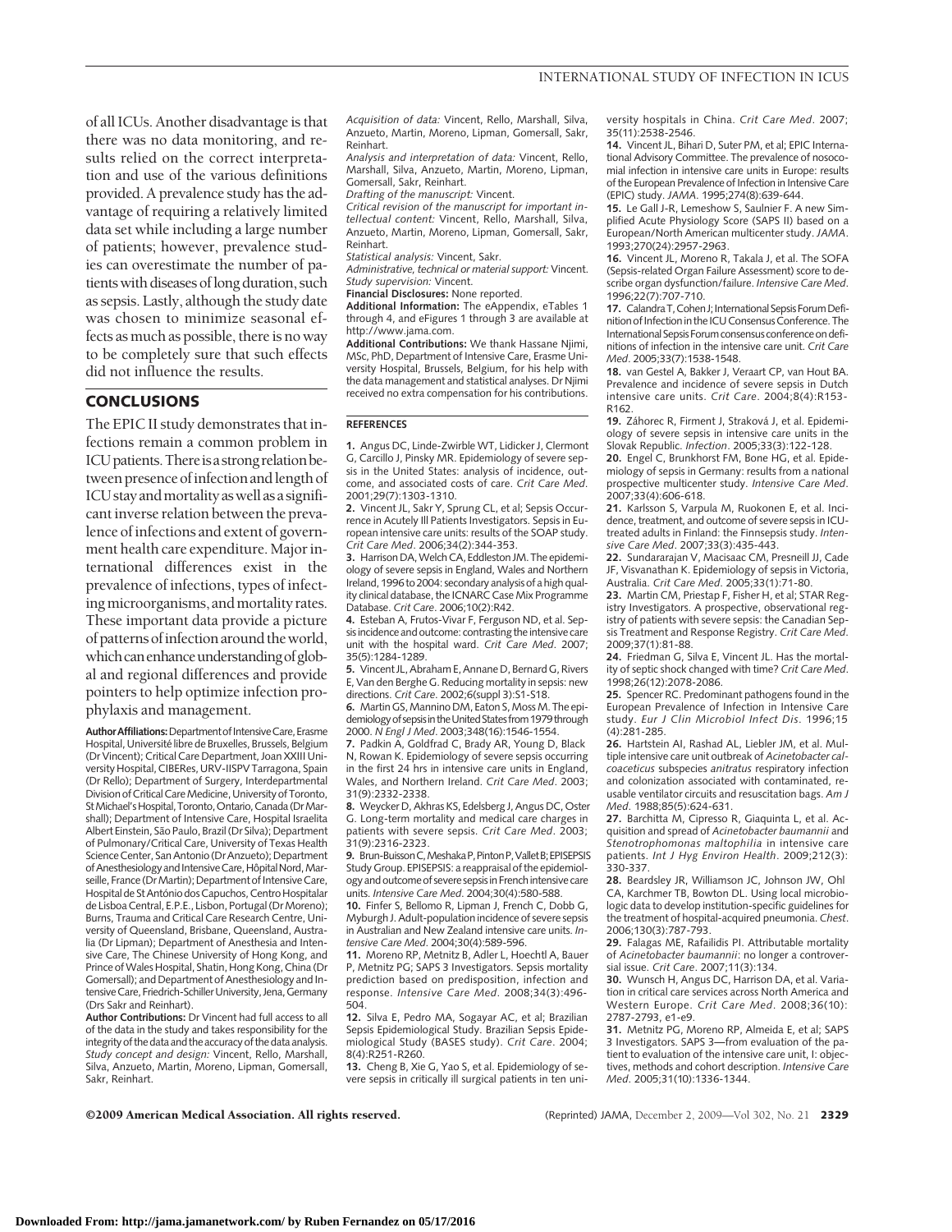of all ICUs. Another disadvantage is that there was no data monitoring, and results relied on the correct interpretation and use of the various definitions provided. A prevalence study has the advantage of requiring a relatively limited data set while including a large number of patients; however, prevalence studies can overestimate the number of patients with diseases of long duration, such as sepsis. Lastly, although the study date was chosen to minimize seasonal effects as much as possible, there is no way to be completely sure that such effects did not influence the results.

## CONCLUSIONS

The EPIC II study demonstrates that infections remain a common problem in ICU patients. There is a strong relation between presence of infection and length of ICU stay and mortality as well as a significant inverse relation between the prevalence of infections and extent of government health care expenditure. Major international differences exist in the prevalence of infections, types of infecting microorganisms, and mortality rates. These important data provide a picture of patterns of infection around the world, which can enhance understanding of global and regional differences and provide pointers to help optimize infection prophylaxis and management.

**Author Affiliations:** Department of Intensive Care, Erasme Hospital, Université libre de Bruxelles, Brussels, Belgium (Dr Vincent); Critical Care Department, Joan XXIII University Hospital, CIBERes, URV-IISPV Tarragona, Spain (Dr Rello); Department of Surgery, Interdepartmental Division of Critical Care Medicine, University of Toronto, St Michael's Hospital, Toronto, Ontario, Canada (Dr Marshall); Department of Intensive Care, Hospital Israelita Albert Einstein, São Paulo, Brazil (Dr Silva); Department of Pulmonary/Critical Care, University of Texas Health Science Center, San Antonio (Dr Anzueto); Department of Anesthesiology and Intensive Care, Hôpital Nord, Marseille, France (Dr Martin); Department of Intensive Care, Hospital de St António dos Capuchos, Centro Hospitalar de Lisboa Central, E.P.E., Lisbon, Portugal (Dr Moreno); Burns, Trauma and Critical Care Research Centre, University of Queensland, Brisbane, Queensland, Australia (Dr Lipman); Department of Anesthesia and Intensive Care, The Chinese University of Hong Kong, and Prince of Wales Hospital, Shatin, Hong Kong, China (Dr Gomersall); and Department of Anesthesiology and Intensive Care, Friedrich-Schiller University, Jena, Germany (Drs Sakr and Reinhart).

**Author Contributions:** Dr Vincent had full access to all of the data in the study and takes responsibility for the integrity of the data and the accuracy of the data analysis.
*Study concept and design:* Vincent, Rello, Marshall, Silva, Anzueto, Martin, Moreno, Lipman, Gomersall, Sakr, Reinhart.
*Acquisition of data:* Vincent, Rello, Marshall, Silva, Anzueto, Martin, Moreno, Lipman, Gomersall, Sakr, Reinhart.
*Analysis and interpretation of data:* Vincent, Rello, Marshall, Silva, Anzueto, Martin, Moreno, Lipman, Gomersall, Sakr, Reinhart.
*Drafting of the manuscript:* Vincent.
*Critical revision of the manuscript for important intellectual content:* Vincent, Rello, Marshall, Silva, Anzueto, Martin, Moreno, Lipman, Gomersall, Sakr, Reinhart.
*Statistical analysis:* Vincent, Sakr.
*Administrative, technical or material support:* Vincent.
*Study supervision:* Vincent.

**Financial Disclosures:** None reported.

**Additional Information:** The eAppendix, eTables 1 through 4, and eFigures 1 through 3 are available at http://www.jama.com.

**Additional Contributions:** We thank Hassane Njimi, MSc, PhD, Department of Intensive Care, Erasme University Hospital, Brussels, Belgium, for his help with the data management and statistical analyses. Dr Njimi received no extra compensation for his contributions.

## REFERENCES

1. Angus DC, Linde-Zwirble WT, Lidicker J, Clermont G, Carcillo J, Pinsky MR. Epidemiology of severe sepsis in the United States: analysis of incidence, outcome, and associated costs of care. *Crit Care Med*. 2001;29(7):1303-1310.
2. Vincent JL, Sakr Y, Sprung CL, et al; Sepsis Occurrence in Acutely Ill Patients Investigators. Sepsis in European intensive care units: results of the SOAP study. *Crit Care Med*. 2006;34(2):344-353.
3. Harrison DA, Welch CA, Eddleston JM. The epidemiology of severe sepsis in England, Wales and Northern Ireland, 1996 to 2004: secondary analysis of a high quality clinical database, the ICNARC Case Mix Programme Database. *Crit Care*. 2006;10(2):R42.
4. Esteban A, Frutos-Vivar F, Ferguson ND, et al. Sepsis incidence and outcome: contrasting the intensive care unit with the hospital ward. *Crit Care Med*. 2007;35(5):1284-1289.
5. Vincent JL, Abraham E, Annane D, Bernard G, Rivers E, Van den Berghe G. Reducing mortality in sepsis: new directions. *Crit Care*. 2002;6(suppl 3):S1-S18.
6. Martin GS, Mannino DM, Eaton S, Moss M. The epidemiology of sepsis in the United States from 1979 through 2000. *N Engl J Med*. 2003;348(16):1546-1554.
7. Padkin A, Goldfrad C, Brady AR, Young D, Black N, Rowan K. Epidemiology of severe sepsis occurring in the first 24 hrs in intensive care units in England, Wales, and Northern Ireland. *Crit Care Med*. 2003;31(9):2332-2338.
8. Weycker D, Akhras KS, Edelsberg J, Angus DC, Oster G. Long-term mortality and medical care charges in patients with severe sepsis. *Crit Care Med*. 2003;31(9):2316-2323.
9. Brun-Buisson C, Meshaka P, Pinton P, Vallet B; EPISEPSIS Study Group. EPISEPSIS: a reappraisal of the epidemiology and outcome of severe sepsis in French intensive care units. *Intensive Care Med*. 2004;30(4):580-588.
10. Finfer S, Bellomo R, Lipman J, French C, Dobb G, Myburgh J. Adult-population incidence of severe sepsis in Australian and New Zealand intensive care units. *Intensive Care Med*. 2004;30(4):589-596.
11. Moreno RP, Metnitz B, Adler L, Hoechtl A, Bauer P, Metnitz PG; SAPS 3 Investigators. Sepsis mortality prediction based on predisposition, infection and response. *Intensive Care Med*. 2008;34(3):496-504.
12. Silva E, Pedro MA, Sogayar AC, et al; Brazilian Sepsis Epidemiological Study. Brazilian Sepsis Epidemiological Study (BASES study). *Crit Care*. 2004;8(4):R251-R260.
13. Cheng B, Xie G, Yao S, et al. Epidemiology of severe sepsis in critically ill surgical patients in ten university hospitals in China. *Crit Care Med*. 2007;35(11):2538-2546.
14. Vincent JL, Bihari D, Suter PM, et al; EPIC International Advisory Committee. The prevalence of nosocomial infection in intensive care units in Europe: results of the European Prevalence of Infection in Intensive Care (EPIC) study. *JAMA*. 1995;274(8):639-644.
15. Le Gall J-R, Lemeshow S, Saulnier F. A new Simplified Acute Physiology Score (SAPS II) based on a European/North American multicenter study. *JAMA*. 1993;270(24):2957-2963.
16. Vincent JL, Moreno R, Takala J, et al. The SOFA (Sepsis-related Organ Failure Assessment) score to describe organ dysfunction/failure. *Intensive Care Med*. 1996;22(7):707-710.
17. Calandra T, Cohen J; International Sepsis Forum Definition of Infection in the ICU Consensus Conference. The International Sepsis Forum consensus conference on definitions of infection in the intensive care unit. *Crit Care Med*. 2005;33(7):1538-1548.
18. van Gestel A, Bakker J, Veraart CP, van Hout BA. Prevalence and incidence of severe sepsis in Dutch intensive care units. *Crit Care*. 2004;8(4):R153-R162.
19. Záhorec R, Firment J, Straková J, et al. Epidemiology of severe sepsis in intensive care units in the Slovak Republic. *Infection*. 2005;33(3):122-128.
20. Engel C, Brunkhorst FM, Bone HG, et al. Epidemiology of sepsis in Germany: results from a national prospective multicenter study. *Intensive Care Med*. 2007;33(4):606-618.
21. Karlsson S, Varpula M, Ruokonen E, et al. Incidence, treatment, and outcome of severe sepsis in ICU-treated adults in Finland: the Finnsepsis study. *Intensive Care Med*. 2007;33(3):435-443.
22. Sundararajan V, Macisaac CM, Presneill JJ, Cade JF, Visvanathan K. Epidemiology of sepsis in Victoria, Australia. *Crit Care Med*. 2005;33(1):71-80.
23. Martin CM, Priestap F, Fisher H, et al; STAR Registry Investigators. A prospective, observational registry of patients with severe sepsis: the Canadian Sepsis Treatment and Response Registry. *Crit Care Med*. 2009;37(1):81-88.
24. Friedman G, Silva E, Vincent JL. Has the mortality of septic shock changed with time? *Crit Care Med*. 1998;26(12):2078-2086.
25. Spencer RC. Predominant pathogens found in the European Prevalence of Infection in Intensive Care study. *Eur J Clin Microbiol Infect Dis*. 1996;15(4):281-285.
26. Hartstein AI, Rashad AL, Liebler JM, et al. Multiple intensive care unit outbreak of *Acinetobacter calcoaceticus* subspecies *anitratus* respiratory infection and colonization associated with contaminated, reusable ventilator circuits and resuscitation bags. *Am J Med*. 1988;85(5):624-631.
27. Barchitta M, Cipresso R, Giaquinta L, et al. Acquisition and spread of *Acinetobacter baumannii* and *Stenotrophomonas maltophilia* in intensive care patients. *Int J Hyg Environ Health*. 2009;212(3):330-337.
28. Beardsley JR, Williamson JC, Johnson JW, Ohl CA, Karchmer TB, Bowton DL. Using local microbiologic data to develop institution-specific guidelines for the treatment of hospital-acquired pneumonia. *Chest*. 2006;130(3):787-793.
29. Falagas ME, Rafailidis PI. Attributable mortality of *Acinetobacter baumannii*: no longer a controversial issue. *Crit Care*. 2007;11(3):134.
30. Wunsch H, Angus DC, Harrison DA, et al. Variation in critical care services across North America and Western Europe. *Crit Care Med*. 2008;36(10):2787-2793, e1-e9.
31. Metnitz PG, Moreno RP, Almeida E, et al; SAPS 3 Investigators. SAPS 3—from evaluation of the patient to evaluation of the intensive care unit, I: objectives, methods and cohort description. *Intensive Care Med*. 2005;31(10):1336-1344.